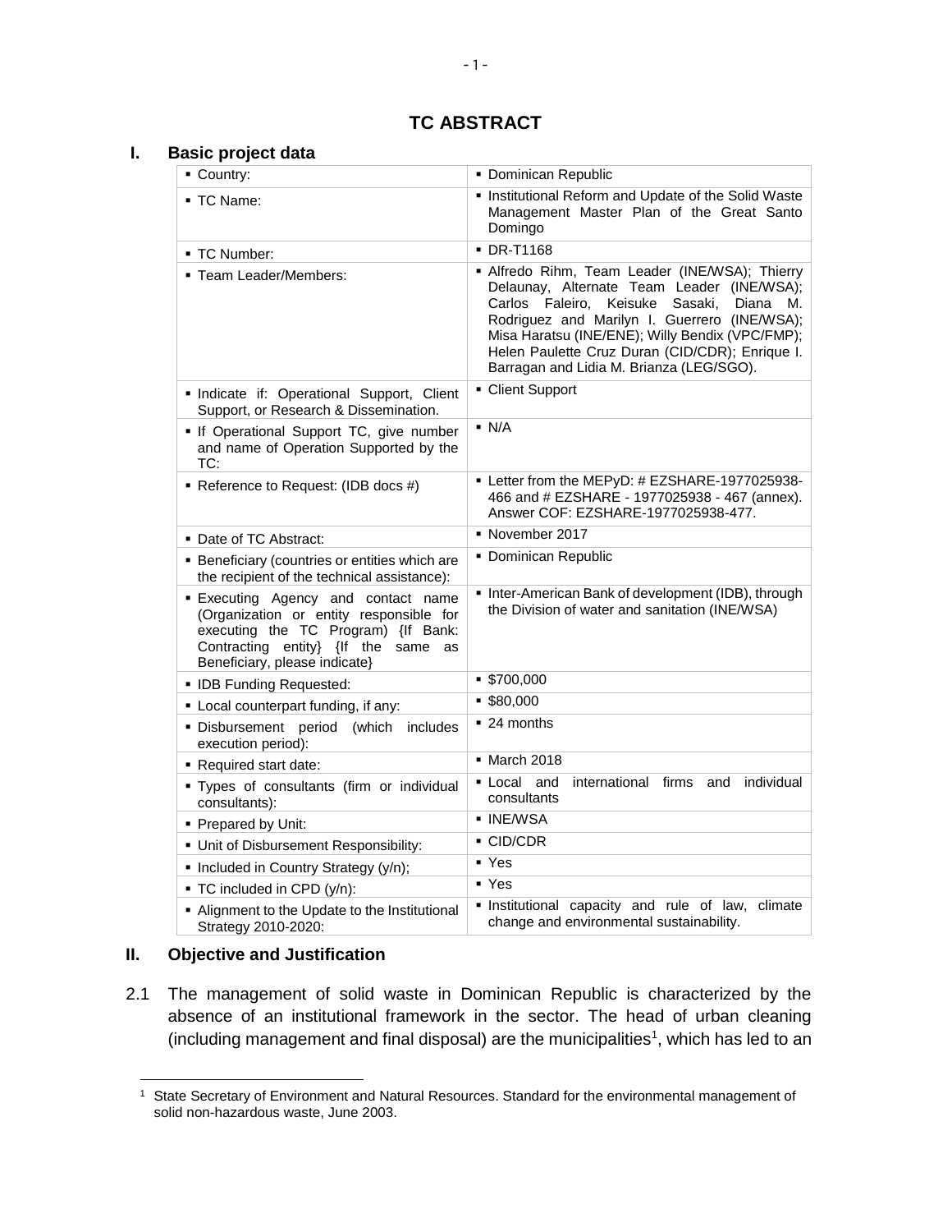# TC ABSTRACT

## I. Basic project data

| | |
|---|---|
| ▪ Country: | ▪ Dominican Republic |
| ▪ TC Name: | ▪ Institutional Reform and Update of the Solid Waste Management Master Plan of the Great Santo Domingo |
| ▪ TC Number: | ▪ DR-T1168 |
| ▪ Team Leader/Members: | ▪ Alfredo Rihm, Team Leader (INE/WSA); Thierry Delaunay, Alternate Team Leader (INE/WSA); Carlos Faleiro, Keisuke Sasaki, Diana M. Rodriguez and Marilyn I. Guerrero (INE/WSA); Misa Haratsu (INE/ENE); Willy Bendix (VPC/FMP); Helen Paulette Cruz Duran (CID/CDR); Enrique I. Barragan and Lidia M. Brianza (LEG/SGO). |
| ▪ Indicate if: Operational Support, Client Support, or Research & Dissemination. | ▪ Client Support |
| ▪ If Operational Support TC, give number and name of Operation Supported by the TC: | ▪ N/A |
| ▪ Reference to Request: (IDB docs #) | ▪ Letter from the MEPyD: # EZSHARE-1977025938-466 and # EZSHARE - 1977025938 - 467 (annex). Answer COF: EZSHARE-1977025938-477. |
| ▪ Date of TC Abstract: | ▪ November 2017 |
| ▪ Beneficiary (countries or entities which are the recipient of the technical assistance): | ▪ Dominican Republic |
| ▪ Executing Agency and contact name (Organization or entity responsible for executing the TC Program) {If Bank: Contracting entity} {If the same as Beneficiary, please indicate} | ▪ Inter-American Bank of development (IDB), through the Division of water and sanitation (INE/WSA) |
| ▪ IDB Funding Requested: | ▪ $700,000 |
| ▪ Local counterpart funding, if any: | ▪ $80,000 |
| ▪ Disbursement period (which includes execution period): | ▪ 24 months |
| ▪ Required start date: | ▪ March 2018 |
| ▪ Types of consultants (firm or individual consultants): | ▪ Local and international firms and individual consultants |
| ▪ Prepared by Unit: | ▪ INE/WSA |
| ▪ Unit of Disbursement Responsibility: | ▪ CID/CDR |
| ▪ Included in Country Strategy (y/n); | ▪ Yes |
| ▪ TC included in CPD (y/n): | ▪ Yes |
| ▪ Alignment to the Update to the Institutional Strategy 2010-2020: | ▪ Institutional capacity and rule of law, climate change and environmental sustainability. |

## II. Objective and Justification

2.1 The management of solid waste in Dominican Republic is characterized by the absence of an institutional framework in the sector. The head of urban cleaning (including management and final disposal) are the municipalities[1], which has led to an

[1] State Secretary of Environment and Natural Resources. Standard for the environmental management of solid non-hazardous waste, June 2003.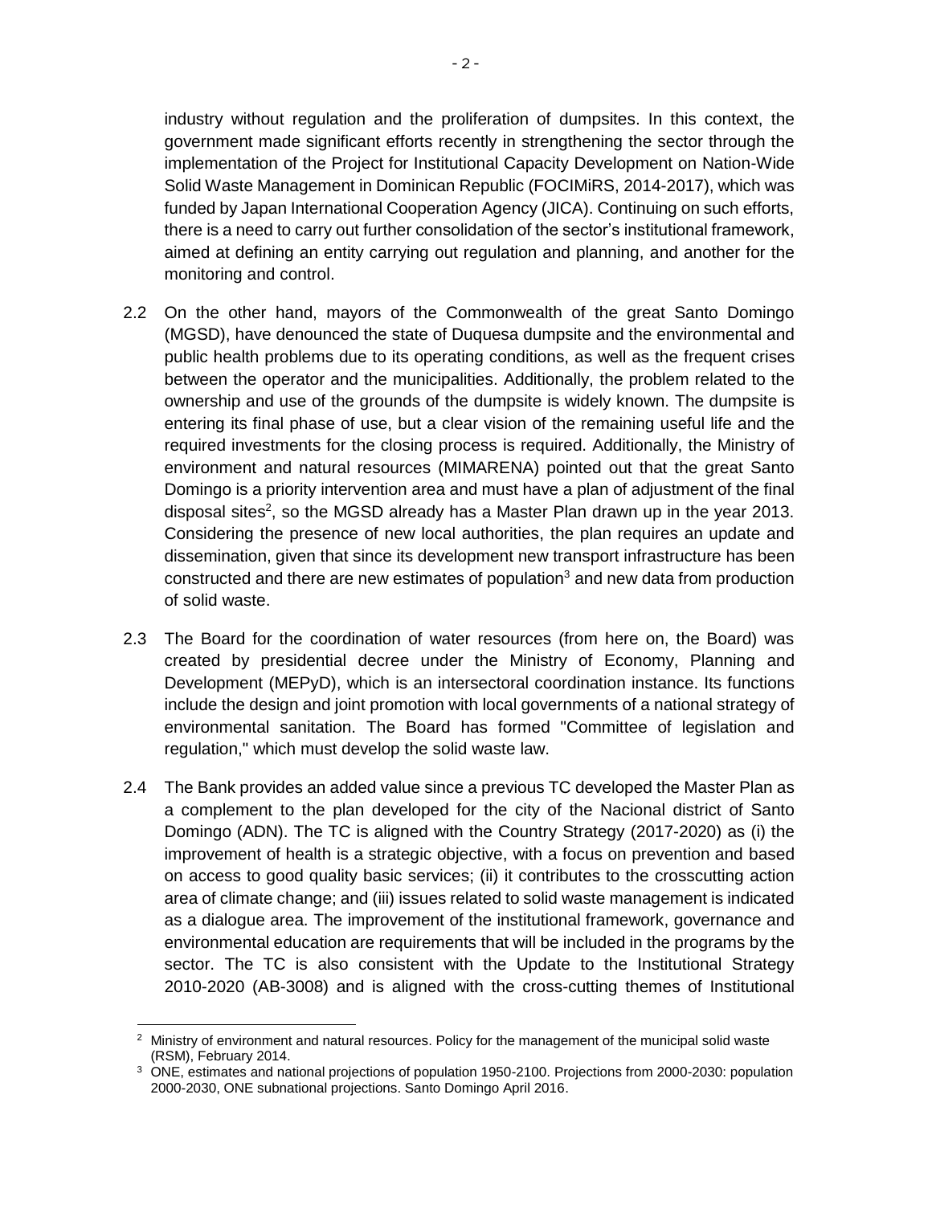industry without regulation and the proliferation of dumpsites. In this context, the government made significant efforts recently in strengthening the sector through the implementation of the Project for Institutional Capacity Development on Nation-Wide Solid Waste Management in Dominican Republic (FOCIMiRS, 2014-2017), which was funded by Japan International Cooperation Agency (JICA). Continuing on such efforts, there is a need to carry out further consolidation of the sector's institutional framework, aimed at defining an entity carrying out regulation and planning, and another for the monitoring and control.

2.2 On the other hand, mayors of the Commonwealth of the great Santo Domingo (MGSD), have denounced the state of Duquesa dumpsite and the environmental and public health problems due to its operating conditions, as well as the frequent crises between the operator and the municipalities. Additionally, the problem related to the ownership and use of the grounds of the dumpsite is widely known. The dumpsite is entering its final phase of use, but a clear vision of the remaining useful life and the required investments for the closing process is required. Additionally, the Ministry of environment and natural resources (MIMARENA) pointed out that the great Santo Domingo is a priority intervention area and must have a plan of adjustment of the final disposal sites[2], so the MGSD already has a Master Plan drawn up in the year 2013. Considering the presence of new local authorities, the plan requires an update and dissemination, given that since its development new transport infrastructure has been constructed and there are new estimates of population[3] and new data from production of solid waste.

2.3 The Board for the coordination of water resources (from here on, the Board) was created by presidential decree under the Ministry of Economy, Planning and Development (MEPyD), which is an intersectoral coordination instance. Its functions include the design and joint promotion with local governments of a national strategy of environmental sanitation. The Board has formed "Committee of legislation and regulation," which must develop the solid waste law.

2.4 The Bank provides an added value since a previous TC developed the Master Plan as a complement to the plan developed for the city of the Nacional district of Santo Domingo (ADN). The TC is aligned with the Country Strategy (2017-2020) as (i) the improvement of health is a strategic objective, with a focus on prevention and based on access to good quality basic services; (ii) it contributes to the crosscutting action area of climate change; and (iii) issues related to solid waste management is indicated as a dialogue area. The improvement of the institutional framework, governance and environmental education are requirements that will be included in the programs by the sector. The TC is also consistent with the Update to the Institutional Strategy 2010-2020 (AB-3008) and is aligned with the cross-cutting themes of Institutional

---

[2] Ministry of environment and natural resources. Policy for the management of the municipal solid waste (RSM), February 2014.

[3] ONE, estimates and national projections of population 1950-2100. Projections from 2000-2030: population 2000-2030, ONE subnational projections. Santo Domingo April 2016.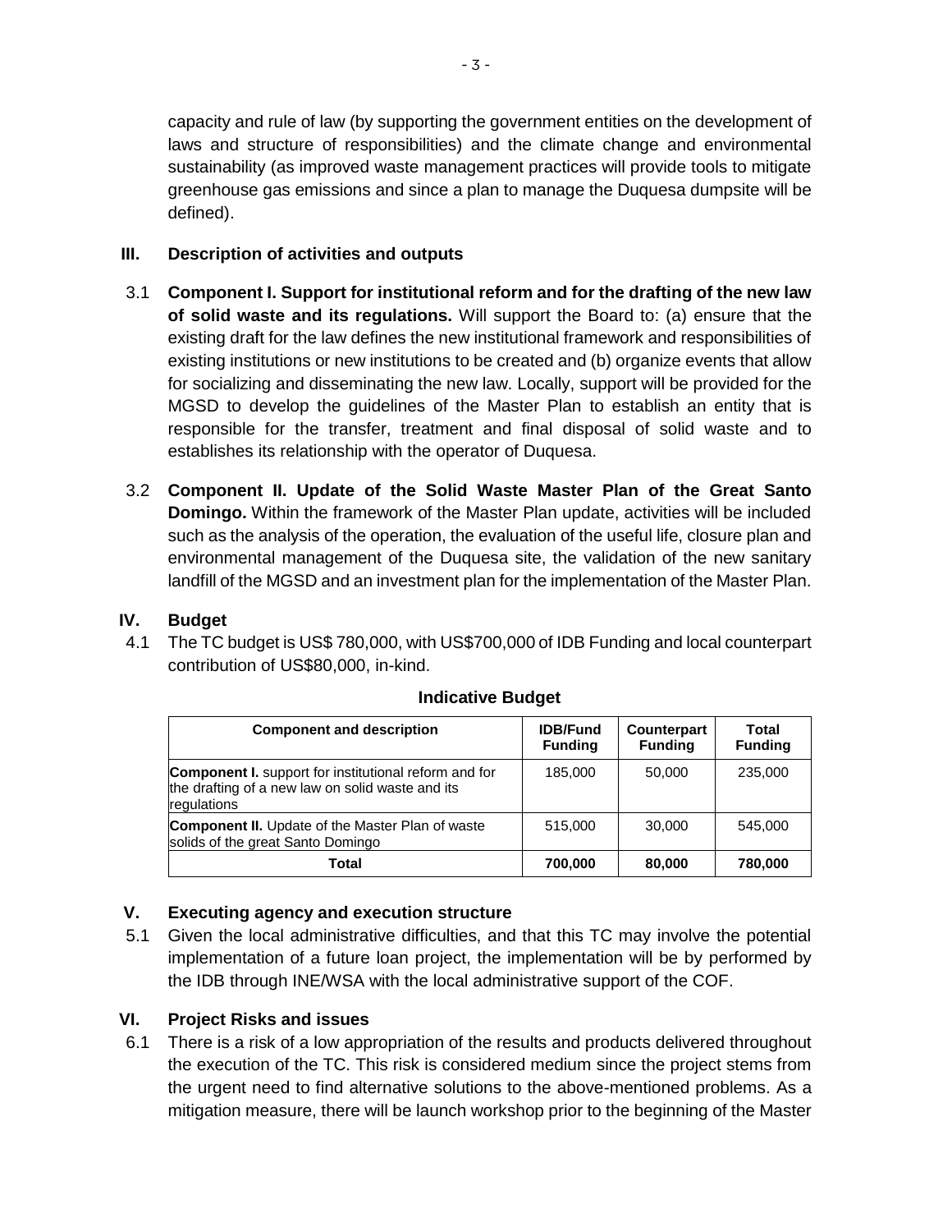capacity and rule of law (by supporting the government entities on the development of laws and structure of responsibilities) and the climate change and environmental sustainability (as improved waste management practices will provide tools to mitigate greenhouse gas emissions and since a plan to manage the Duquesa dumpsite will be defined).

## III. Description of activities and outputs

3.1 **Component I. Support for institutional reform and for the drafting of the new law of solid waste and its regulations.** Will support the Board to: (a) ensure that the existing draft for the law defines the new institutional framework and responsibilities of existing institutions or new institutions to be created and (b) organize events that allow for socializing and disseminating the new law. Locally, support will be provided for the MGSD to develop the guidelines of the Master Plan to establish an entity that is responsible for the transfer, treatment and final disposal of solid waste and to establishes its relationship with the operator of Duquesa.

3.2 **Component II. Update of the Solid Waste Master Plan of the Great Santo Domingo.** Within the framework of the Master Plan update, activities will be included such as the analysis of the operation, the evaluation of the useful life, closure plan and environmental management of the Duquesa site, the validation of the new sanitary landfill of the MGSD and an investment plan for the implementation of the Master Plan.

## IV. Budget

4.1 The TC budget is US$ 780,000, with US$700,000 of IDB Funding and local counterpart contribution of US$80,000, in-kind.

**Indicative Budget**

| Component and description | IDB/Fund Funding | Counterpart Funding | Total Funding |
|---|---|---|---|
| **Component I.** support for institutional reform and for the drafting of a new law on solid waste and its regulations | 185,000 | 50,000 | 235,000 |
| **Component II.** Update of the Master Plan of waste solids of the great Santo Domingo | 515,000 | 30,000 | 545,000 |
| **Total** | **700,000** | **80,000** | **780,000** |

## V. Executing agency and execution structure

5.1 Given the local administrative difficulties, and that this TC may involve the potential implementation of a future loan project, the implementation will be by performed by the IDB through INE/WSA with the local administrative support of the COF.

## VI. Project Risks and issues

6.1 There is a risk of a low appropriation of the results and products delivered throughout the execution of the TC. This risk is considered medium since the project stems from the urgent need to find alternative solutions to the above-mentioned problems. As a mitigation measure, there will be launch workshop prior to the beginning of the Master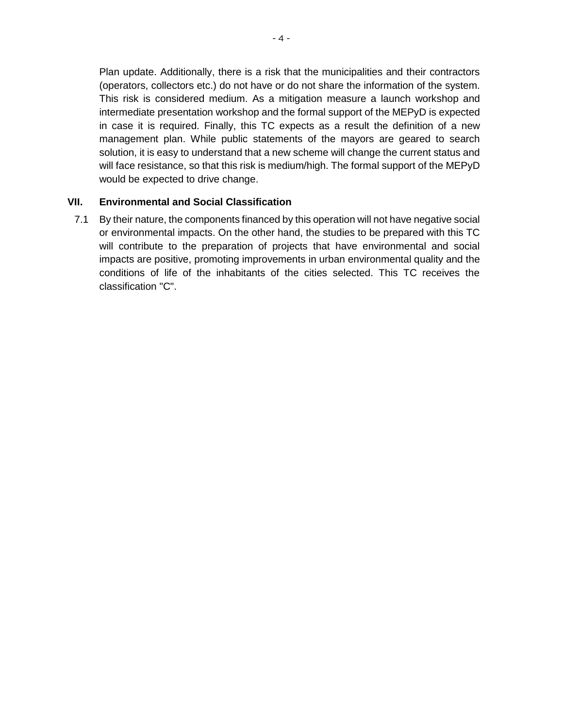Plan update. Additionally, there is a risk that the municipalities and their contractors (operators, collectors etc.) do not have or do not share the information of the system. This risk is considered medium. As a mitigation measure a launch workshop and intermediate presentation workshop and the formal support of the MEPyD is expected in case it is required. Finally, this TC expects as a result the definition of a new management plan. While public statements of the mayors are geared to search solution, it is easy to understand that a new scheme will change the current status and will face resistance, so that this risk is medium/high. The formal support of the MEPyD would be expected to drive change.

## VII. Environmental and Social Classification

7.1 By their nature, the components financed by this operation will not have negative social or environmental impacts. On the other hand, the studies to be prepared with this TC will contribute to the preparation of projects that have environmental and social impacts are positive, promoting improvements in urban environmental quality and the conditions of life of the inhabitants of the cities selected. This TC receives the classification "C".